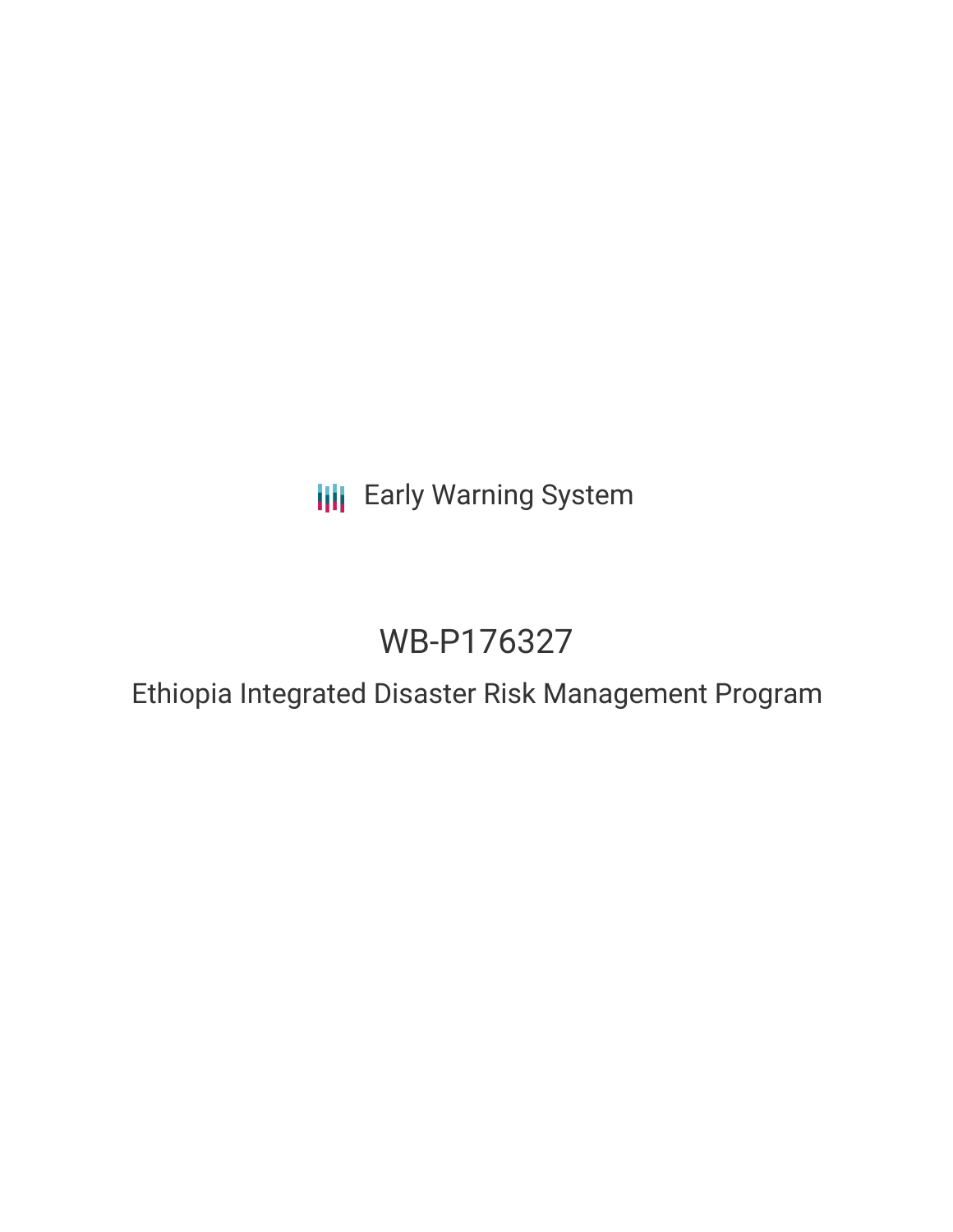Early Warning System

# WB-P176327

## Ethiopia Integrated Disaster Risk Management Program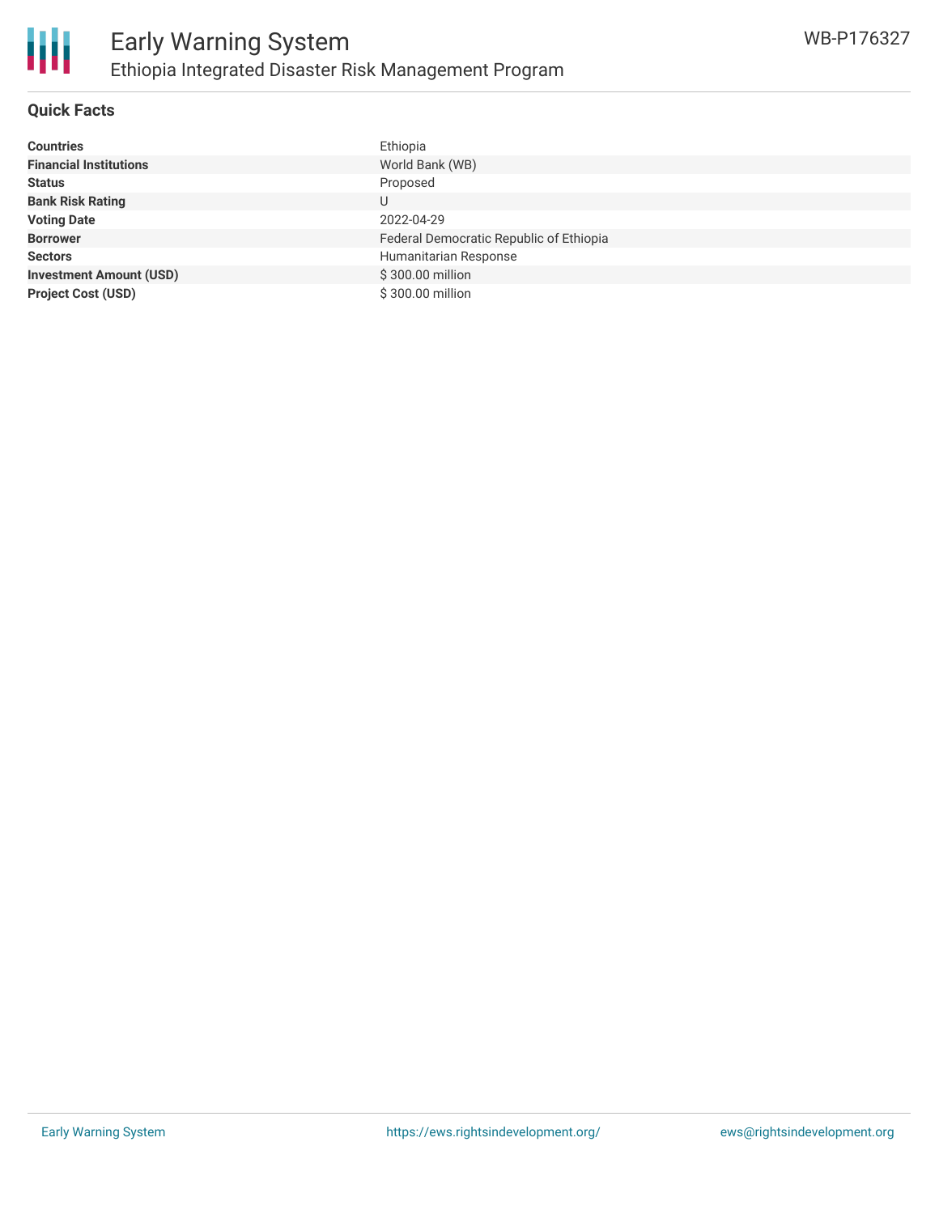## Quick Facts

| | |
|---|---|
| **Countries** | Ethiopia |
| **Financial Institutions** | World Bank (WB) |
| **Status** | Proposed |
| **Bank Risk Rating** | U |
| **Voting Date** | 2022-04-29 |
| **Borrower** | Federal Democratic Republic of Ethiopia |
| **Sectors** | Humanitarian Response |
| **Investment Amount (USD)** | $ 300.00 million |
| **Project Cost (USD)** | $ 300.00 million |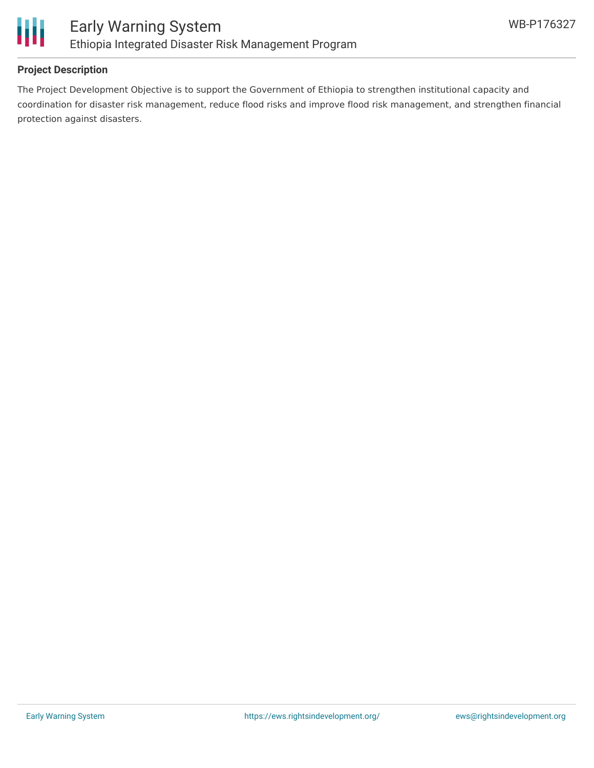## Project Description

The Project Development Objective is to support the Government of Ethiopia to strengthen institutional capacity and coordination for disaster risk management, reduce flood risks and improve flood risk management, and strengthen financial protection against disasters.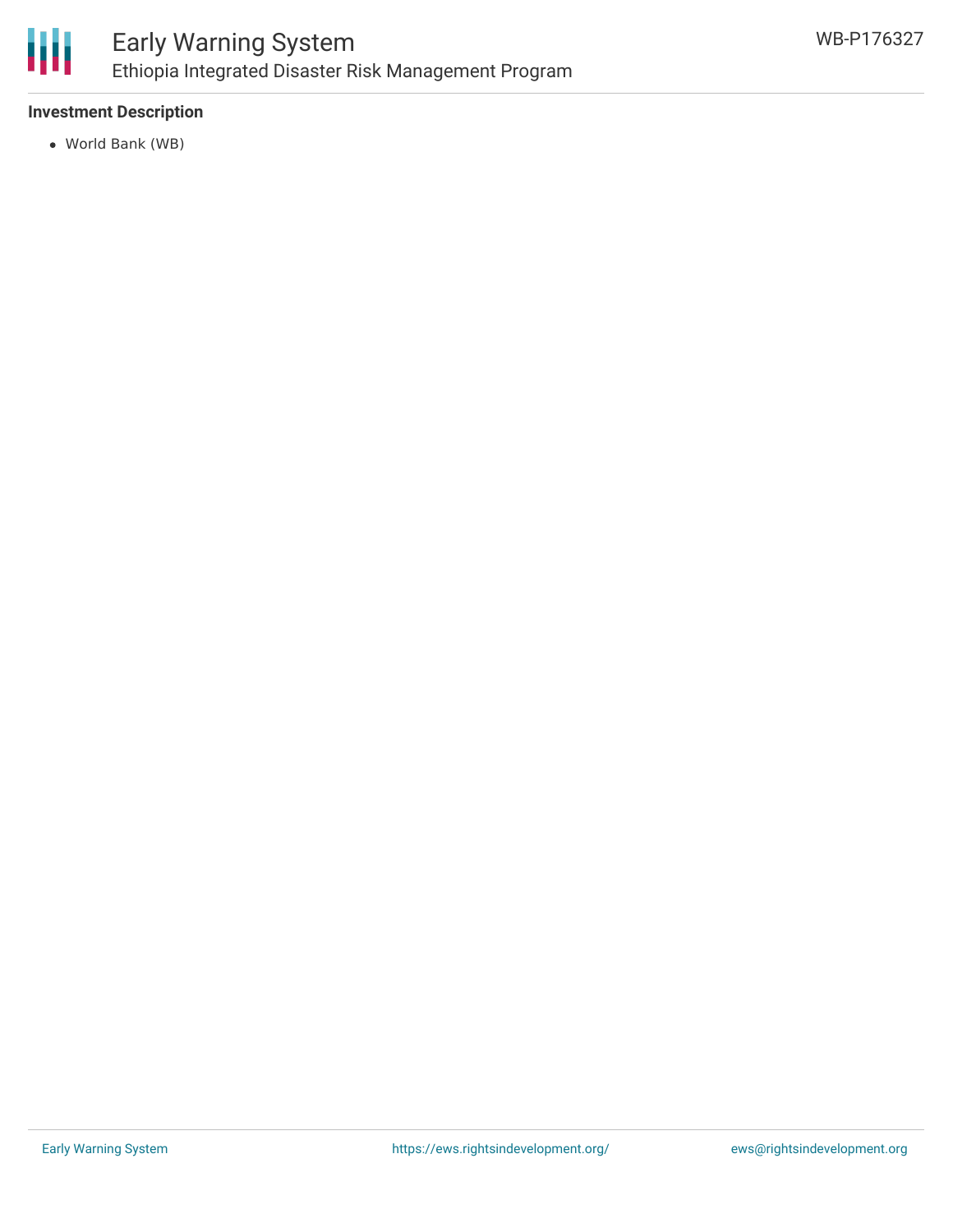#### Investment Description

- World Bank (WB)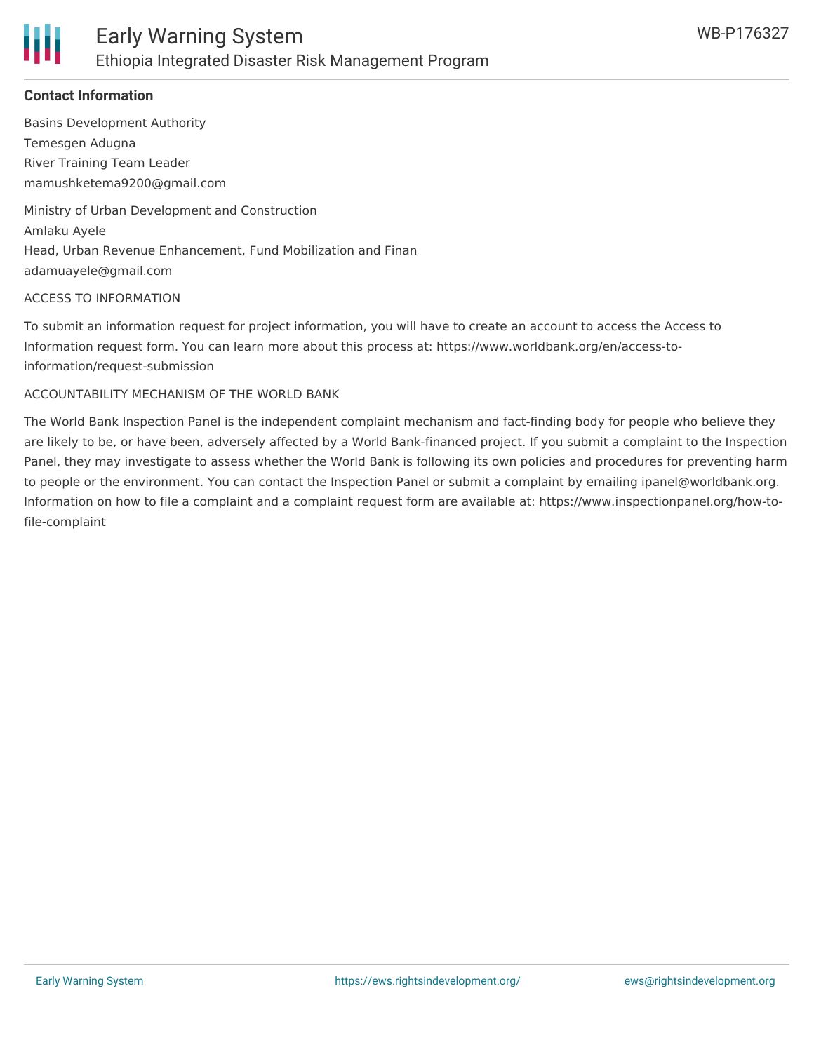**Contact Information**

Basins Development Authority
Temesgen Adugna
River Training Team Leader
mamushketema9200@gmail.com

Ministry of Urban Development and Construction
Amlaku Ayele
Head, Urban Revenue Enhancement, Fund Mobilization and Finan
adamuayele@gmail.com

ACCESS TO INFORMATION

To submit an information request for project information, you will have to create an account to access the Access to Information request form. You can learn more about this process at: https://www.worldbank.org/en/access-to-information/request-submission

ACCOUNTABILITY MECHANISM OF THE WORLD BANK

The World Bank Inspection Panel is the independent complaint mechanism and fact-finding body for people who believe they are likely to be, or have been, adversely affected by a World Bank-financed project. If you submit a complaint to the Inspection Panel, they may investigate to assess whether the World Bank is following its own policies and procedures for preventing harm to people or the environment. You can contact the Inspection Panel or submit a complaint by emailing ipanel@worldbank.org. Information on how to file a complaint and a complaint request form are available at: https://www.inspectionpanel.org/how-to-file-complaint